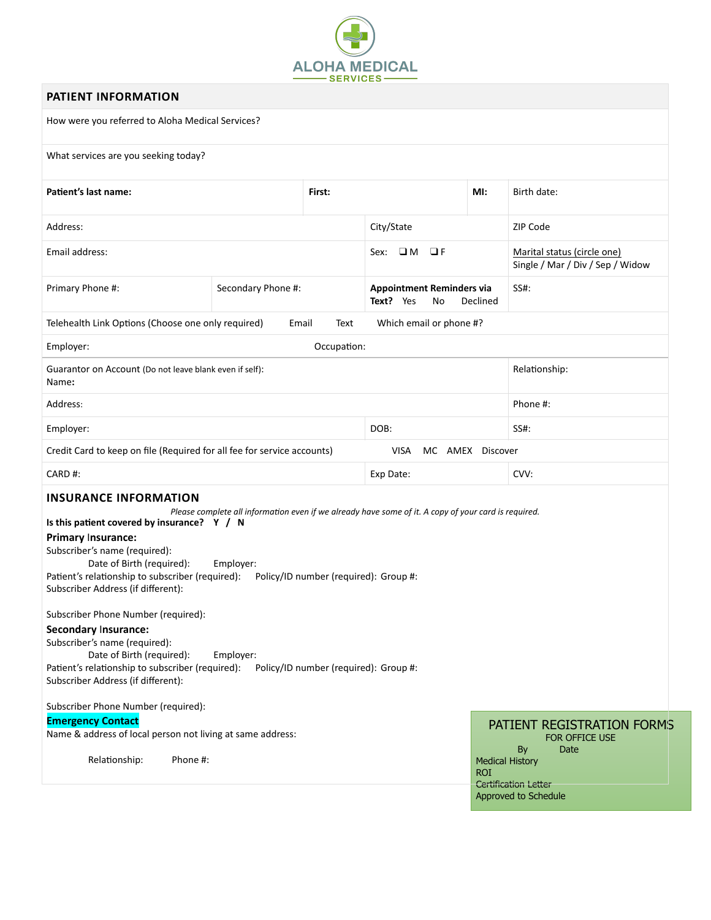ALOHA MEDICAL SERVICES

## PATIENT INFORMATION

| | | | | |
|---|---|---|---|---|
| How were you referred to Aloha Medical Services? | | | | |
| What services are you seeking today? | | | | |
| **Patient's last name:** | | **First:** | **MI:** | Birth date: |
| Address: | | City/State | | ZIP Code |
| Email address: | | Sex: ❑ M ❑ F | | Marital status (circle one) Single / Mar / Div / Sep / Widow |
| Primary Phone #: | Secondary Phone #: | **Appointment Reminders via Text?** Yes No Declined | | SS#: |
| Telehealth Link Options (Choose one only required) Email Text | | Which email or phone #? | | |
| Employer: | Occupation: | | | |
| Guarantor on Account (Do not leave blank even if self): Name**:** | | | | Relationship: |
| Address: | | | | Phone #: |
| Employer: | | DOB: | | SS#: |
| Credit Card to keep on file (Required for all fee for service accounts) | | VISA MC AMEX Discover | | |
| CARD #: | | Exp Date: | | CVV: |

## INSURANCE INFORMATION

*Please complete all information even if we already have some of it. A copy of your card is required.*

**Is this patient covered by insurance? Y / N**

### Primary Insurance:

Subscriber's name (required):

Date of Birth (required): Employer:

Patient's relationship to subscriber (required): Policy/ID number (required): Group #:

Subscriber Address (if different):

Subscriber Phone Number (required):

### Secondary Insurance:

Subscriber's name (required):

Date of Birth (required): Employer:

Patient's relationship to subscriber (required): Policy/ID number (required): Group #:

Subscriber Address (if different):

Subscriber Phone Number (required):

### Emergency Contact

Name & address of local person not living at same address:

Relationship: Phone #:

PATIENT REGISTRATION FORMS
FOR OFFICE USE

By Date

Medical History

ROI

~~Certification Letter~~

Approved to Schedule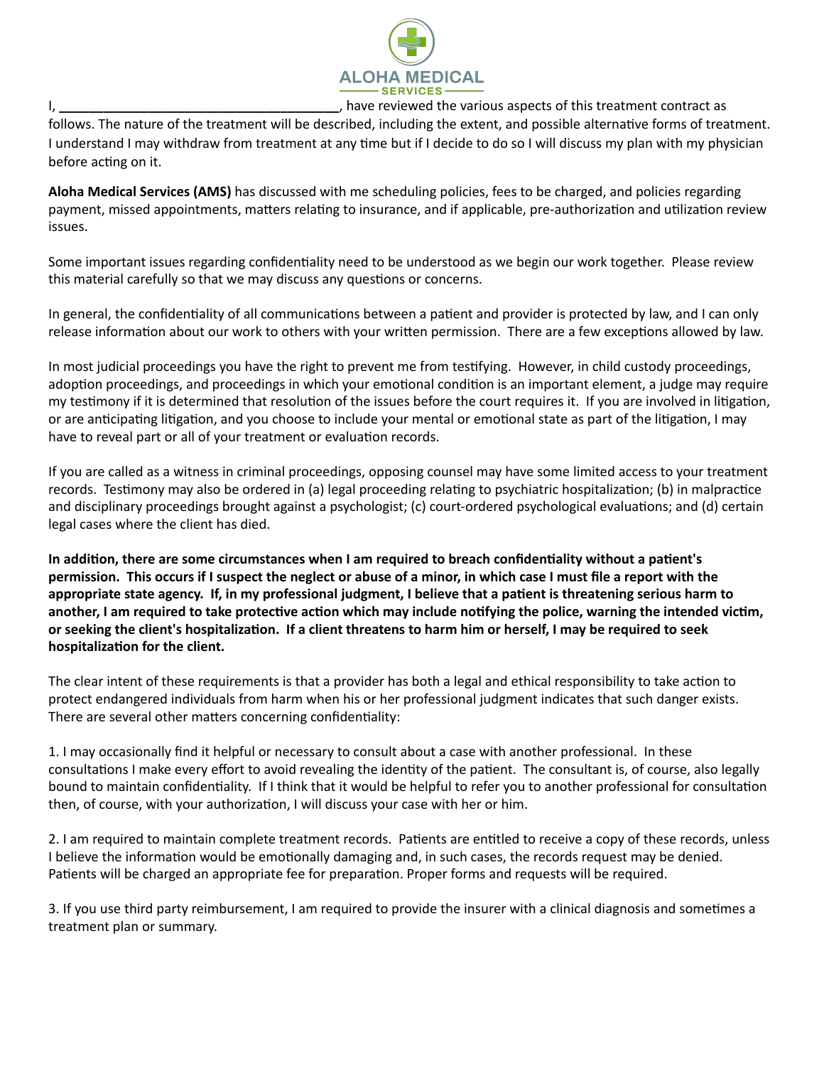I, ______________________________________, have reviewed the various aspects of this treatment contract as follows. The nature of the treatment will be described, including the extent, and possible alternative forms of treatment. I understand I may withdraw from treatment at any time but if I decide to do so I will discuss my plan with my physician before acting on it.

**Aloha Medical Services (AMS)** has discussed with me scheduling policies, fees to be charged, and policies regarding payment, missed appointments, matters relating to insurance, and if applicable, pre-authorization and utilization review issues.

Some important issues regarding confidentiality need to be understood as we begin our work together. Please review this material carefully so that we may discuss any questions or concerns.

In general, the confidentiality of all communications between a patient and provider is protected by law, and I can only release information about our work to others with your written permission. There are a few exceptions allowed by law.

In most judicial proceedings you have the right to prevent me from testifying. However, in child custody proceedings, adoption proceedings, and proceedings in which your emotional condition is an important element, a judge may require my testimony if it is determined that resolution of the issues before the court requires it. If you are involved in litigation, or are anticipating litigation, and you choose to include your mental or emotional state as part of the litigation, I may have to reveal part or all of your treatment or evaluation records.

If you are called as a witness in criminal proceedings, opposing counsel may have some limited access to your treatment records. Testimony may also be ordered in (a) legal proceeding relating to psychiatric hospitalization; (b) in malpractice and disciplinary proceedings brought against a psychologist; (c) court-ordered psychological evaluations; and (d) certain legal cases where the client has died.

**In addition, there are some circumstances when I am required to breach confidentiality without a patient's permission. This occurs if I suspect the neglect or abuse of a minor, in which case I must file a report with the appropriate state agency. If, in my professional judgment, I believe that a patient is threatening serious harm to another, I am required to take protective action which may include notifying the police, warning the intended victim, or seeking the client's hospitalization. If a client threatens to harm him or herself, I may be required to seek hospitalization for the client.**

The clear intent of these requirements is that a provider has both a legal and ethical responsibility to take action to protect endangered individuals from harm when his or her professional judgment indicates that such danger exists. There are several other matters concerning confidentiality:

1. I may occasionally find it helpful or necessary to consult about a case with another professional. In these consultations I make every effort to avoid revealing the identity of the patient. The consultant is, of course, also legally bound to maintain confidentiality. If I think that it would be helpful to refer you to another professional for consultation then, of course, with your authorization, I will discuss your case with her or him.

2. I am required to maintain complete treatment records. Patients are entitled to receive a copy of these records, unless I believe the information would be emotionally damaging and, in such cases, the records request may be denied. Patients will be charged an appropriate fee for preparation. Proper forms and requests will be required.

3. If you use third party reimbursement, I am required to provide the insurer with a clinical diagnosis and sometimes a treatment plan or summary.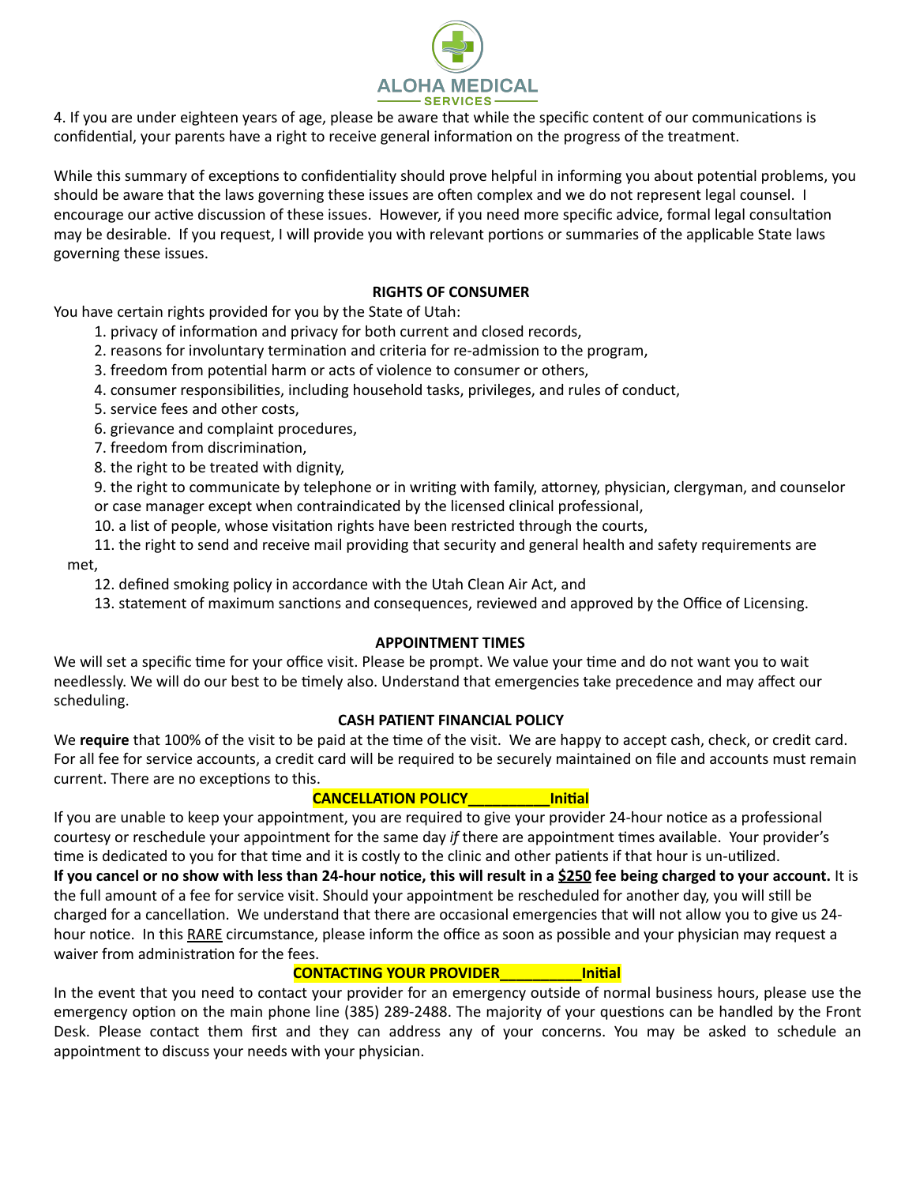4. If you are under eighteen years of age, please be aware that while the specific content of our communications is confidential, your parents have a right to receive general information on the progress of the treatment.

While this summary of exceptions to confidentiality should prove helpful in informing you about potential problems, you should be aware that the laws governing these issues are often complex and we do not represent legal counsel. I encourage our active discussion of these issues. However, if you need more specific advice, formal legal consultation may be desirable. If you request, I will provide you with relevant portions or summaries of the applicable State laws governing these issues.

**RIGHTS OF CONSUMER**

You have certain rights provided for you by the State of Utah:

1. privacy of information and privacy for both current and closed records,
2. reasons for involuntary termination and criteria for re-admission to the program,
3. freedom from potential harm or acts of violence to consumer or others,
4. consumer responsibilities, including household tasks, privileges, and rules of conduct,
5. service fees and other costs,
6. grievance and complaint procedures,
7. freedom from discrimination,
8. the right to be treated with dignity,
9. the right to communicate by telephone or in writing with family, attorney, physician, clergyman, and counselor or case manager except when contraindicated by the licensed clinical professional,
10. a list of people, whose visitation rights have been restricted through the courts,
11. the right to send and receive mail providing that security and general health and safety requirements are met,
12. defined smoking policy in accordance with the Utah Clean Air Act, and
13. statement of maximum sanctions and consequences, reviewed and approved by the Office of Licensing.

**APPOINTMENT TIMES**

We will set a specific time for your office visit. Please be prompt. We value your time and do not want you to wait needlessly. We will do our best to be timely also. Understand that emergencies take precedence and may affect our scheduling.

**CASH PATIENT FINANCIAL POLICY**

We **require** that 100% of the visit to be paid at the time of the visit. We are happy to accept cash, check, or credit card. For all fee for service accounts, a credit card will be required to be securely maintained on file and accounts must remain current. There are no exceptions to this.

**CANCELLATION POLICY__________Initial**

If you are unable to keep your appointment, you are required to give your provider 24-hour notice as a professional courtesy or reschedule your appointment for the same day *if* there are appointment times available. Your provider's time is dedicated to you for that time and it is costly to the clinic and other patients if that hour is un-utilized.
**If you cancel or no show with less than 24-hour notice, this will result in a $250 fee being charged to your account.** It is the full amount of a fee for service visit. Should your appointment be rescheduled for another day, you will still be charged for a cancellation. We understand that there are occasional emergencies that will not allow you to give us 24-hour notice. In this RARE circumstance, please inform the office as soon as possible and your physician may request a waiver from administration for the fees.

**CONTACTING YOUR PROVIDER__________Initial**

In the event that you need to contact your provider for an emergency outside of normal business hours, please use the emergency option on the main phone line (385) 289-2488. The majority of your questions can be handled by the Front Desk. Please contact them first and they can address any of your concerns. You may be asked to schedule an appointment to discuss your needs with your physician.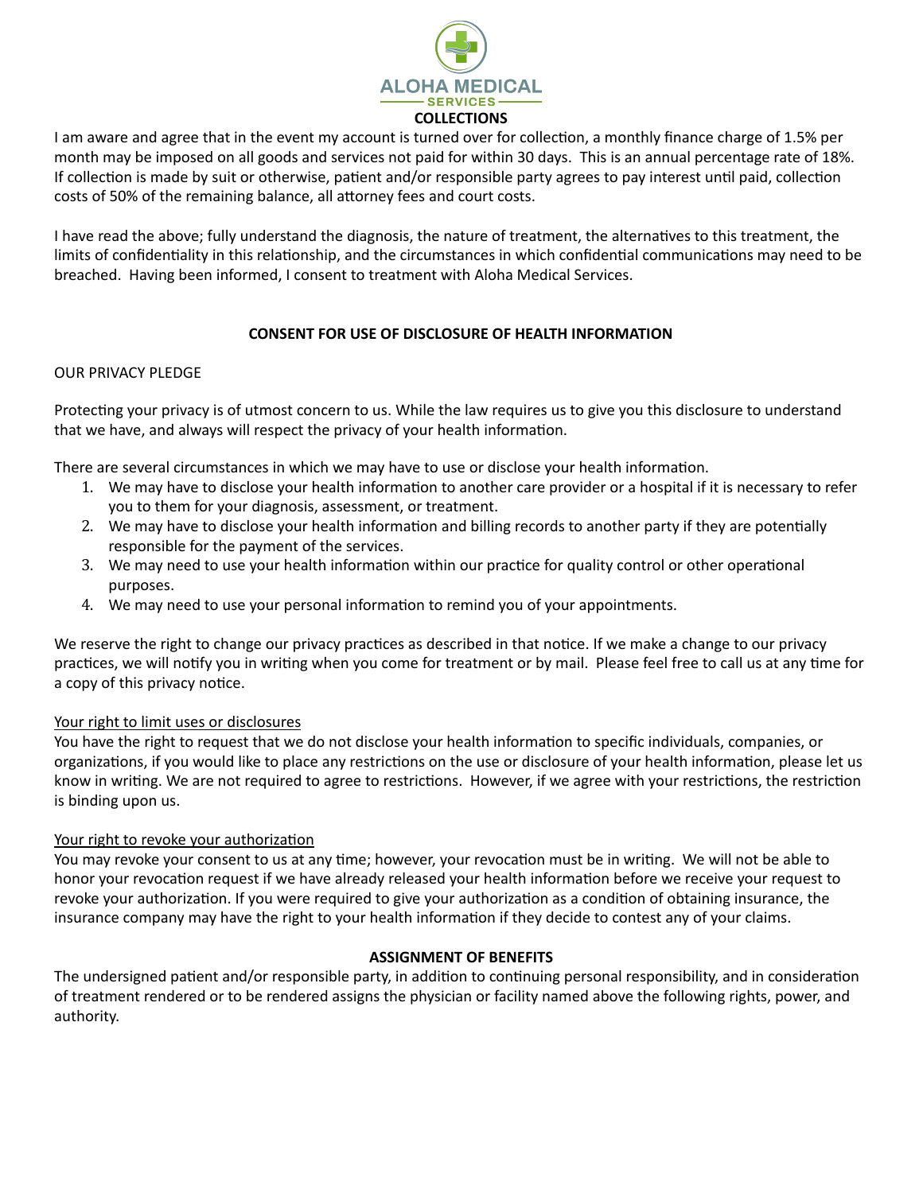**COLLECTIONS**

I am aware and agree that in the event my account is turned over for collection, a monthly finance charge of 1.5% per month may be imposed on all goods and services not paid for within 30 days. This is an annual percentage rate of 18%. If collection is made by suit or otherwise, patient and/or responsible party agrees to pay interest until paid, collection costs of 50% of the remaining balance, all attorney fees and court costs.

I have read the above; fully understand the diagnosis, the nature of treatment, the alternatives to this treatment, the limits of confidentiality in this relationship, and the circumstances in which confidential communications may need to be breached. Having been informed, I consent to treatment with Aloha Medical Services.

**CONSENT FOR USE OF DISCLOSURE OF HEALTH INFORMATION**

OUR PRIVACY PLEDGE

Protecting your privacy is of utmost concern to us. While the law requires us to give you this disclosure to understand that we have, and always will respect the privacy of your health information.

There are several circumstances in which we may have to use or disclose your health information.

1. We may have to disclose your health information to another care provider or a hospital if it is necessary to refer you to them for your diagnosis, assessment, or treatment.
2. We may have to disclose your health information and billing records to another party if they are potentially responsible for the payment of the services.
3. We may need to use your health information within our practice for quality control or other operational purposes.
4. We may need to use your personal information to remind you of your appointments.

We reserve the right to change our privacy practices as described in that notice. If we make a change to our privacy practices, we will notify you in writing when you come for treatment or by mail. Please feel free to call us at any time for a copy of this privacy notice.

<u>Your right to limit uses or disclosures</u>
You have the right to request that we do not disclose your health information to specific individuals, companies, or organizations, if you would like to place any restrictions on the use or disclosure of your health information, please let us know in writing. We are not required to agree to restrictions. However, if we agree with your restrictions, the restriction is binding upon us.

<u>Your right to revoke your authorization</u>
You may revoke your consent to us at any time; however, your revocation must be in writing. We will not be able to honor your revocation request if we have already released your health information before we receive your request to revoke your authorization. If you were required to give your authorization as a condition of obtaining insurance, the insurance company may have the right to your health information if they decide to contest any of your claims.

**ASSIGNMENT OF BENEFITS**

The undersigned patient and/or responsible party, in addition to continuing personal responsibility, and in consideration of treatment rendered or to be rendered assigns the physician or facility named above the following rights, power, and authority.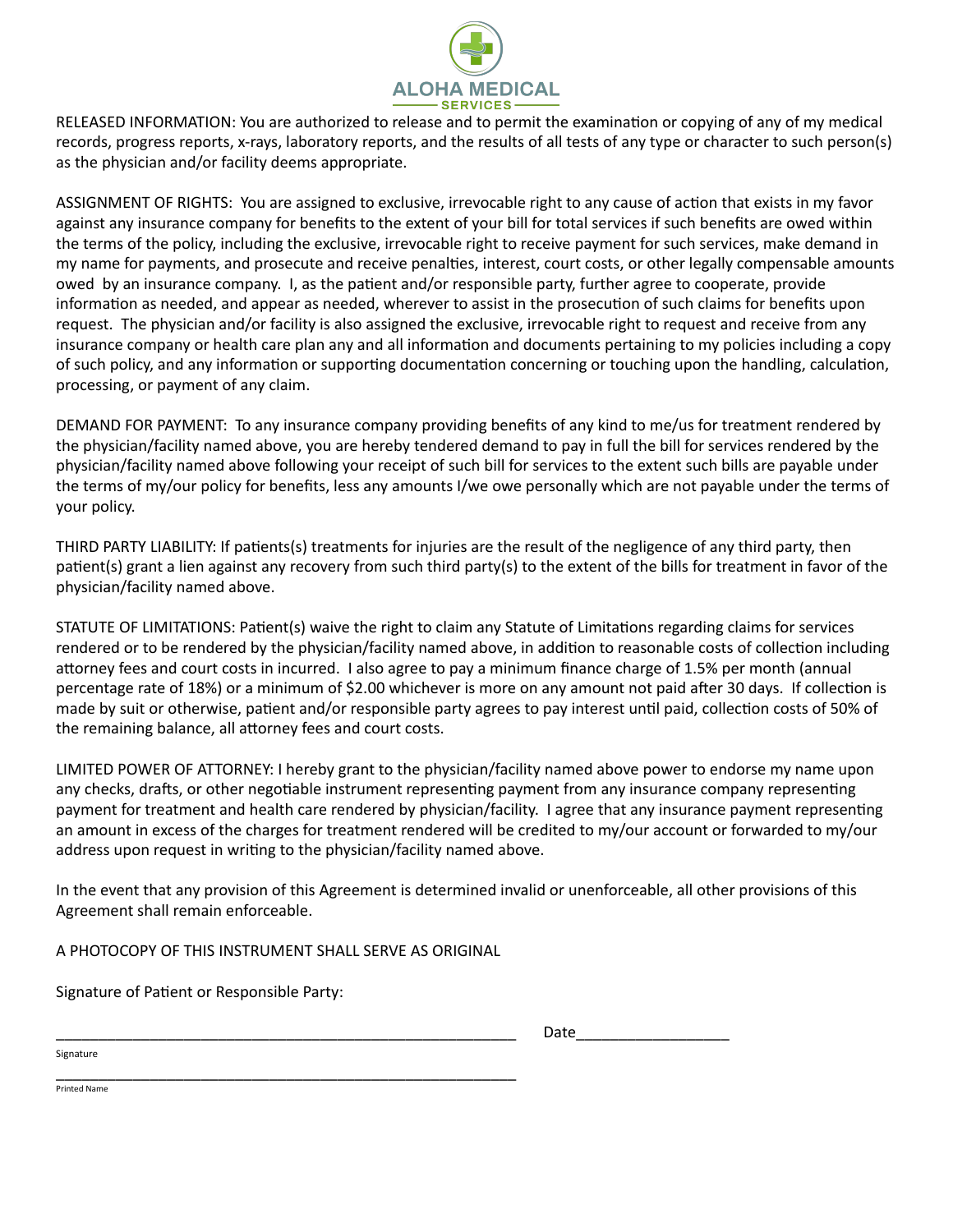ALOHA MEDICAL SERVICES

RELEASED INFORMATION: You are authorized to release and to permit the examination or copying of any of my medical records, progress reports, x-rays, laboratory reports, and the results of all tests of any type or character to such person(s) as the physician and/or facility deems appropriate.

ASSIGNMENT OF RIGHTS: You are assigned to exclusive, irrevocable right to any cause of action that exists in my favor against any insurance company for benefits to the extent of your bill for total services if such benefits are owed within the terms of the policy, including the exclusive, irrevocable right to receive payment for such services, make demand in my name for payments, and prosecute and receive penalties, interest, court costs, or other legally compensable amounts owed by an insurance company. I, as the patient and/or responsible party, further agree to cooperate, provide information as needed, and appear as needed, wherever to assist in the prosecution of such claims for benefits upon request. The physician and/or facility is also assigned the exclusive, irrevocable right to request and receive from any insurance company or health care plan any and all information and documents pertaining to my policies including a copy of such policy, and any information or supporting documentation concerning or touching upon the handling, calculation, processing, or payment of any claim.

DEMAND FOR PAYMENT: To any insurance company providing benefits of any kind to me/us for treatment rendered by the physician/facility named above, you are hereby tendered demand to pay in full the bill for services rendered by the physician/facility named above following your receipt of such bill for services to the extent such bills are payable under the terms of my/our policy for benefits, less any amounts I/we owe personally which are not payable under the terms of your policy.

THIRD PARTY LIABILITY: If patients(s) treatments for injuries are the result of the negligence of any third party, then patient(s) grant a lien against any recovery from such third party(s) to the extent of the bills for treatment in favor of the physician/facility named above.

STATUTE OF LIMITATIONS: Patient(s) waive the right to claim any Statute of Limitations regarding claims for services rendered or to be rendered by the physician/facility named above, in addition to reasonable costs of collection including attorney fees and court costs in incurred. I also agree to pay a minimum finance charge of 1.5% per month (annual percentage rate of 18%) or a minimum of $2.00 whichever is more on any amount not paid after 30 days. If collection is made by suit or otherwise, patient and/or responsible party agrees to pay interest until paid, collection costs of 50% of the remaining balance, all attorney fees and court costs.

LIMITED POWER OF ATTORNEY: I hereby grant to the physician/facility named above power to endorse my name upon any checks, drafts, or other negotiable instrument representing payment from any insurance company representing payment for treatment and health care rendered by physician/facility. I agree that any insurance payment representing an amount in excess of the charges for treatment rendered will be credited to my/our account or forwarded to my/our address upon request in writing to the physician/facility named above.

In the event that any provision of this Agreement is determined invalid or unenforceable, all other provisions of this Agreement shall remain enforceable.

A PHOTOCOPY OF THIS INSTRUMENT SHALL SERVE AS ORIGINAL

Signature of Patient or Responsible Party:

_______________________________________________________ Date__________________

Signature

_______________________________________________________

Printed Name